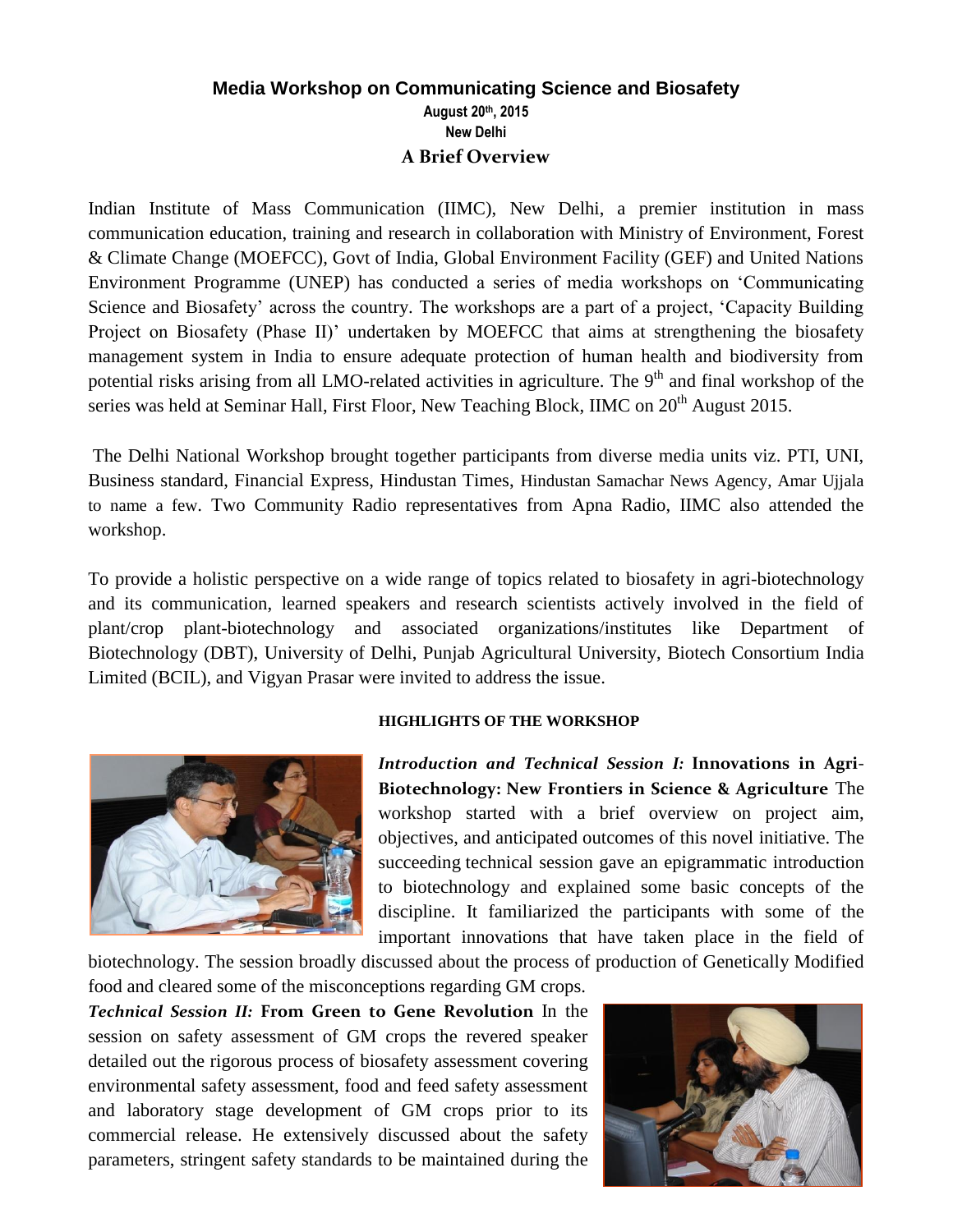# Media Workshop on Communicating Science and Biosafety

**August 20th, 2015**

**New Delhi**

## A Brief Overview

Indian Institute of Mass Communication (IIMC), New Delhi, a premier institution in mass communication education, training and research in collaboration with Ministry of Environment, Forest & Climate Change (MOEFCC), Govt of India, Global Environment Facility (GEF) and United Nations Environment Programme (UNEP) has conducted a series of media workshops on 'Communicating Science and Biosafety' across the country. The workshops are a part of a project, 'Capacity Building Project on Biosafety (Phase II)' undertaken by MOEFCC that aims at strengthening the biosafety management system in India to ensure adequate protection of human health and biodiversity from potential risks arising from all LMO-related activities in agriculture. The 9th and final workshop of the series was held at Seminar Hall, First Floor, New Teaching Block, IIMC on 20th August 2015.

The Delhi National Workshop brought together participants from diverse media units viz. PTI, UNI, Business standard, Financial Express, Hindustan Times, Hindustan Samachar News Agency, Amar Ujjala to name a few. Two Community Radio representatives from Apna Radio, IIMC also attended the workshop.

To provide a holistic perspective on a wide range of topics related to biosafety in agri-biotechnology and its communication, learned speakers and research scientists actively involved in the field of plant/crop plant-biotechnology and associated organizations/institutes like Department of Biotechnology (DBT), University of Delhi, Punjab Agricultural University, Biotech Consortium India Limited (BCIL), and Vigyan Prasar were invited to address the issue.

### HIGHLIGHTS OF THE WORKSHOP

***Introduction and Technical Session I:*** **Innovations in Agri-Biotechnology: New Frontiers in Science & Agriculture** The workshop started with a brief overview on project aim, objectives, and anticipated outcomes of this novel initiative. The succeeding technical session gave an epigrammatic introduction to biotechnology and explained some basic concepts of the discipline. It familiarized the participants with some of the important innovations that have taken place in the field of biotechnology. The session broadly discussed about the process of production of Genetically Modified food and cleared some of the misconceptions regarding GM crops.

***Technical Session II:*** **From Green to Gene Revolution** In the session on safety assessment of GM crops the revered speaker detailed out the rigorous process of biosafety assessment covering environmental safety assessment, food and feed safety assessment and laboratory stage development of GM crops prior to its commercial release. He extensively discussed about the safety parameters, stringent safety standards to be maintained during the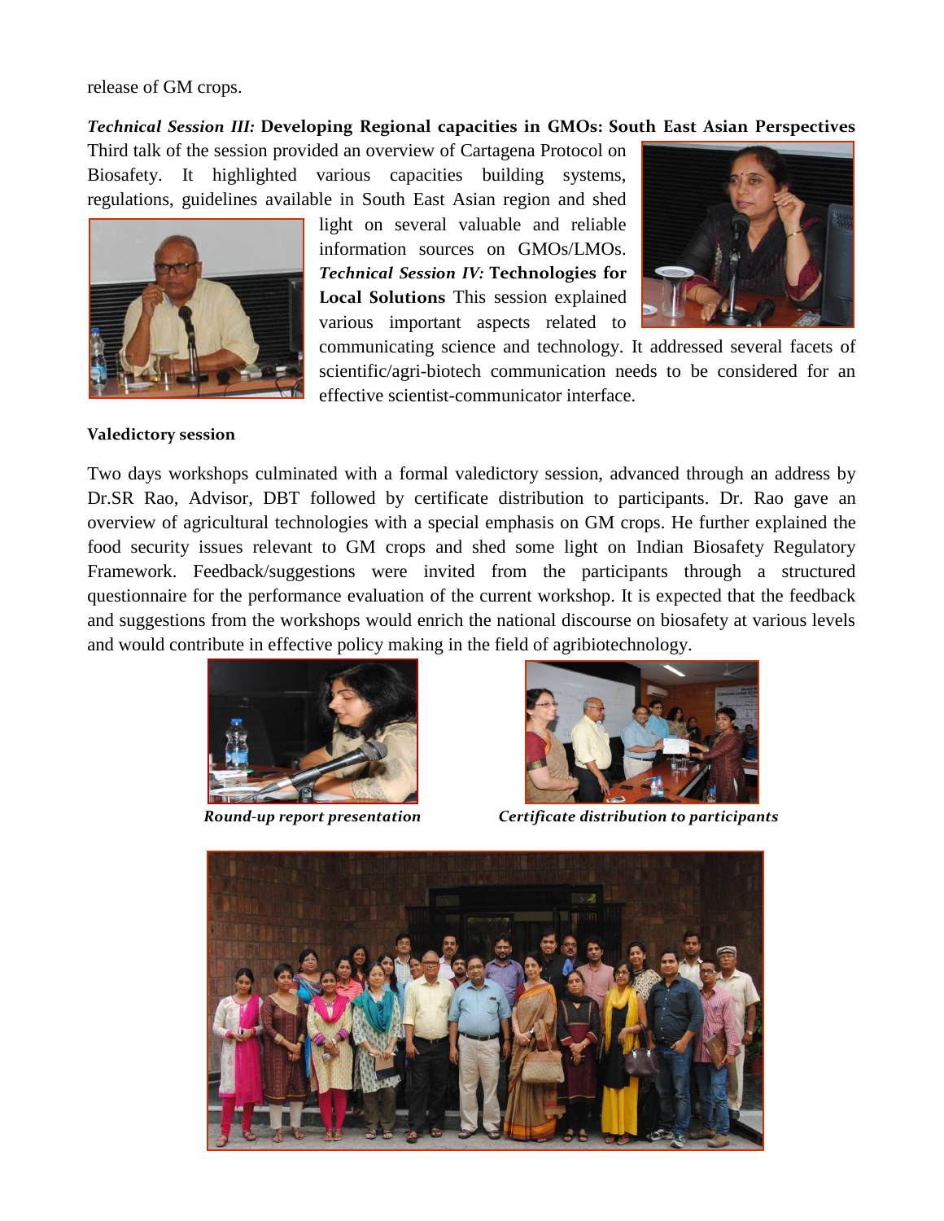release of GM crops.

***Technical Session III:* Developing Regional capacities in GMOs: South East Asian Perspectives**

Third talk of the session provided an overview of Cartagena Protocol on Biosafety. It highlighted various capacities building systems, regulations, guidelines available in South East Asian region and shed light on several valuable and reliable information sources on GMOs/LMOs.

***Technical Session IV:* Technologies for Local Solutions** This session explained various important aspects related to communicating science and technology. It addressed several facets of scientific/agri-biotech communication needs to be considered for an effective scientist-communicator interface.

**Valedictory session**

Two days workshops culminated with a formal valedictory session, advanced through an address by Dr.SR Rao, Advisor, DBT followed by certificate distribution to participants. Dr. Rao gave an overview of agricultural technologies with a special emphasis on GM crops. He further explained the food security issues relevant to GM crops and shed some light on Indian Biosafety Regulatory Framework. Feedback/suggestions were invited from the participants through a structured questionnaire for the performance evaluation of the current workshop. It is expected that the feedback and suggestions from the workshops would enrich the national discourse on biosafety at various levels and would contribute in effective policy making in the field of agribiotechnology.

***Round-up report presentation***

***Certificate distribution to participants***